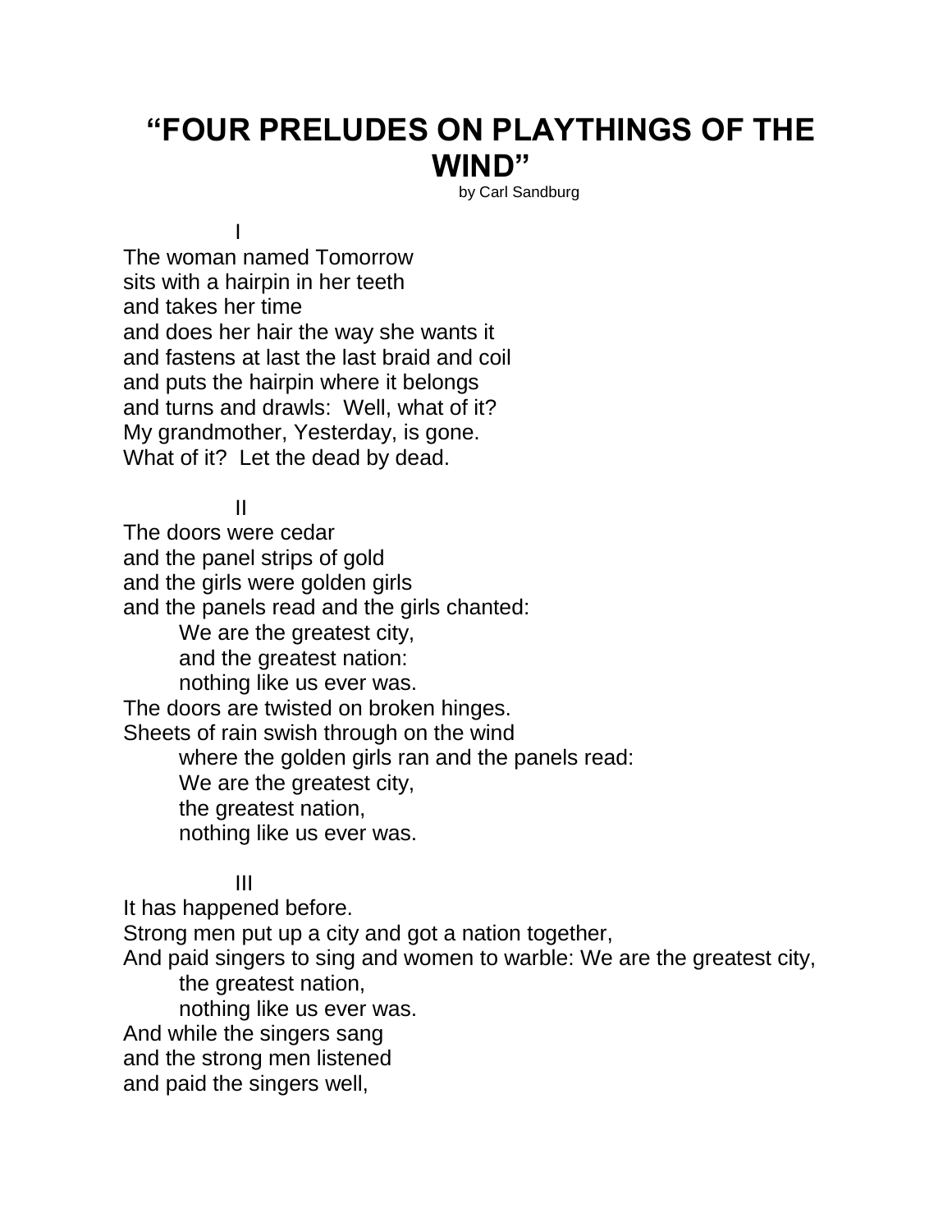# "FOUR PRELUDES ON PLAYTHINGS OF THE WIND"

by Carl Sandburg

I

The woman named Tomorrow  
sits with a hairpin in her teeth  
and takes her time  
and does her hair the way she wants it  
and fastens at last the last braid and coil  
and puts the hairpin where it belongs  
and turns and drawls: Well, what of it?  
My grandmother, Yesterday, is gone.  
What of it? Let the dead by dead.

II

The doors were cedar  
and the panel strips of gold  
and the girls were golden girls  
and the panels read and the girls chanted:  
&emsp;&emsp;We are the greatest city,  
&emsp;&emsp;and the greatest nation:  
&emsp;&emsp;nothing like us ever was.  
The doors are twisted on broken hinges.  
Sheets of rain swish through on the wind  
&emsp;&emsp;where the golden girls ran and the panels read:  
&emsp;&emsp;We are the greatest city,  
&emsp;&emsp;the greatest nation,  
&emsp;&emsp;nothing like us ever was.

III

It has happened before.  
Strong men put up a city and got a nation together,  
And paid singers to sing and women to warble: We are the greatest city,  
&emsp;&emsp;the greatest nation,  
&emsp;&emsp;nothing like us ever was.  
And while the singers sang  
and the strong men listened  
and paid the singers well,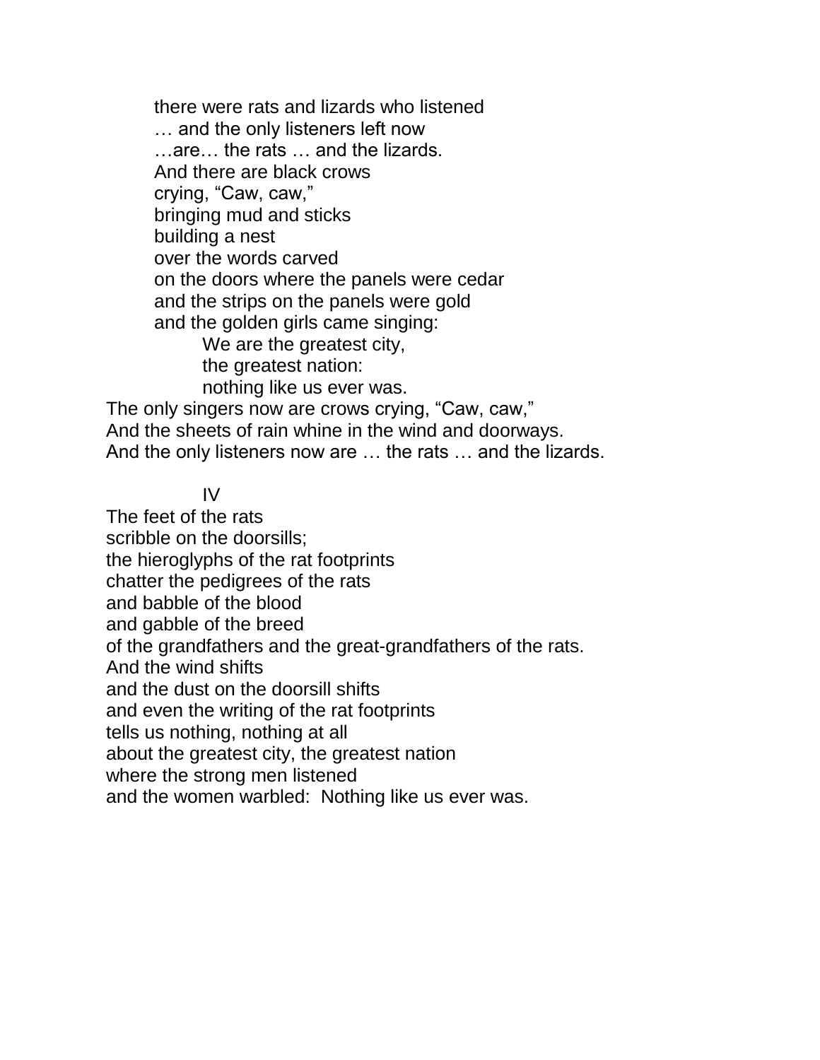there were rats and lizards who listened
… and the only listeners left now
…are… the rats … and the lizards.
And there are black crows
crying, “Caw, caw,”
bringing mud and sticks
building a nest
over the words carved
on the doors where the panels were cedar
and the strips on the panels were gold
and the golden girls came singing:

We are the greatest city,
the greatest nation:
nothing like us ever was.

The only singers now are crows crying, “Caw, caw,”
And the sheets of rain whine in the wind and doorways.
And the only listeners now are … the rats … and the lizards.

IV

The feet of the rats
scribble on the doorsills;
the hieroglyphs of the rat footprints
chatter the pedigrees of the rats
and babble of the blood
and gabble of the breed
of the grandfathers and the great-grandfathers of the rats.
And the wind shifts
and the dust on the doorsill shifts
and even the writing of the rat footprints
tells us nothing, nothing at all
about the greatest city, the greatest nation
where the strong men listened
and the women warbled: Nothing like us ever was.